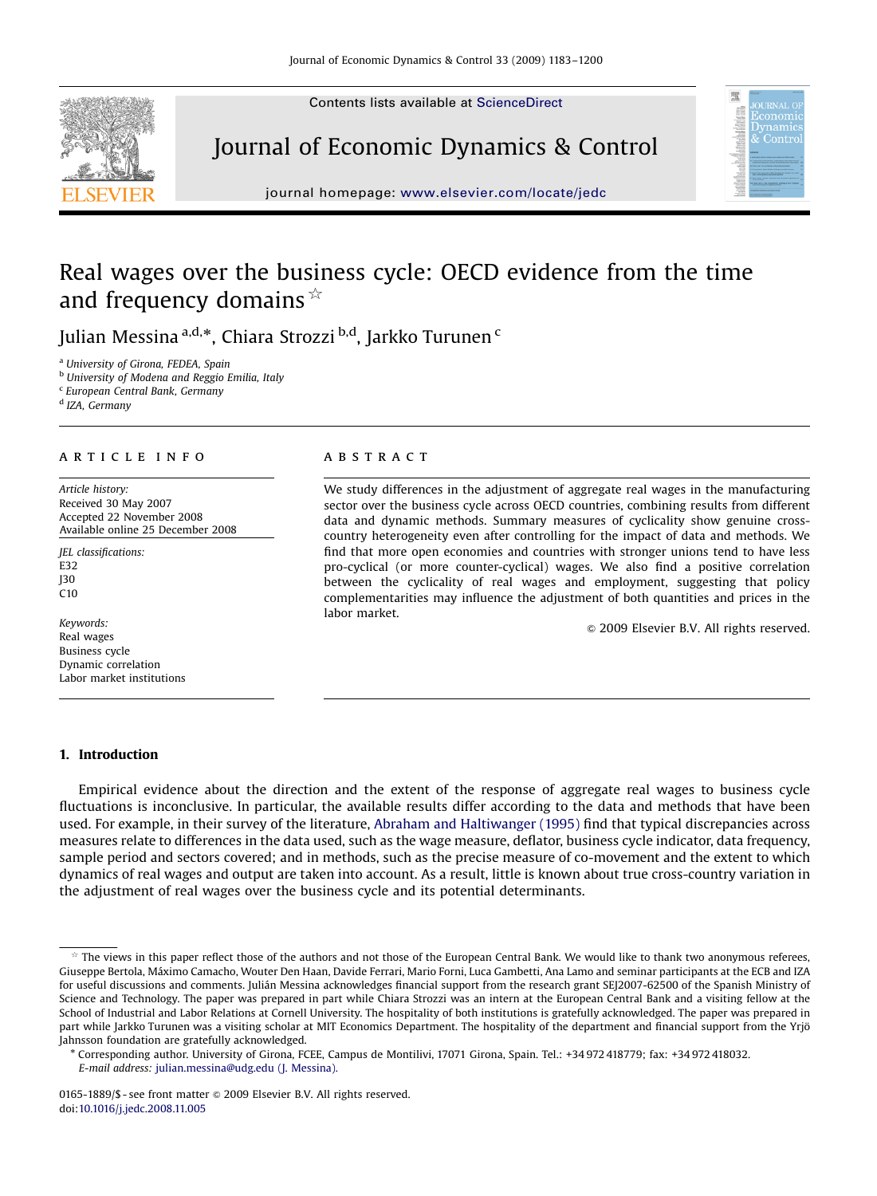# Real wages over the business cycle: OECD evidence from the time and frequency domains ☆

Julian Messina [a,d,*], Chiara Strozzi [b,d], Jarkko Turunen [c]

[a] University of Girona, FEDEA, Spain
[b] University of Modena and Reggio Emilia, Italy
[c] European Central Bank, Germany
[d] IZA, Germany

## ARTICLE INFO

*Article history:*
Received 30 May 2007
Accepted 22 November 2008
Available online 25 December 2008

*JEL classifications:*
E32
J30
C10

*Keywords:*
Real wages
Business cycle
Dynamic correlation
Labor market institutions

## ABSTRACT

We study differences in the adjustment of aggregate real wages in the manufacturing sector over the business cycle across OECD countries, combining results from different data and dynamic methods. Summary measures of cyclicality show genuine cross-country heterogeneity even after controlling for the impact of data and methods. We find that more open economies and countries with stronger unions tend to have less pro-cyclical (or more counter-cyclical) wages. We also find a positive correlation between the cyclicality of real wages and employment, suggesting that policy complementarities may influence the adjustment of both quantities and prices in the labor market.

© 2009 Elsevier B.V. All rights reserved.

## 1. Introduction

Empirical evidence about the direction and the extent of the response of aggregate real wages to business cycle fluctuations is inconclusive. In particular, the available results differ according to the data and methods that have been used. For example, in their survey of the literature, Abraham and Haltiwanger (1995) find that typical discrepancies across measures relate to differences in the data used, such as the wage measure, deflator, business cycle indicator, data frequency, sample period and sectors covered; and in methods, such as the precise measure of co-movement and the extent to which dynamics of real wages and output are taken into account. As a result, little is known about true cross-country variation in the adjustment of real wages over the business cycle and its potential determinants.

---

☆ The views in this paper reflect those of the authors and not those of the European Central Bank. We would like to thank two anonymous referees, Giuseppe Bertola, Máximo Camacho, Wouter Den Haan, Davide Ferrari, Mario Forni, Luca Gambetti, Ana Lamo and seminar participants at the ECB and IZA for useful discussions and comments. Julián Messina acknowledges financial support from the research grant SEJ2007-62500 of the Spanish Ministry of Science and Technology. The paper was prepared in part while Chiara Strozzi was an intern at the European Central Bank and a visiting fellow at the School of Industrial and Labor Relations at Cornell University. The hospitality of both institutions is gratefully acknowledged. The paper was prepared in part while Jarkko Turunen was a visiting scholar at MIT Economics Department. The hospitality of the department and financial support from the Yrjö Jahnsson foundation are gratefully acknowledged.

\* Corresponding author. University of Girona, FCEE, Campus de Montilivi, 17071 Girona, Spain. Tel.: +34 972 418779; fax: +34 972 418032.
*E-mail address:* julian.messina@udg.edu (J. Messina).

0165-1889/$ - see front matter © 2009 Elsevier B.V. All rights reserved.
doi:10.1016/j.jedc.2008.11.005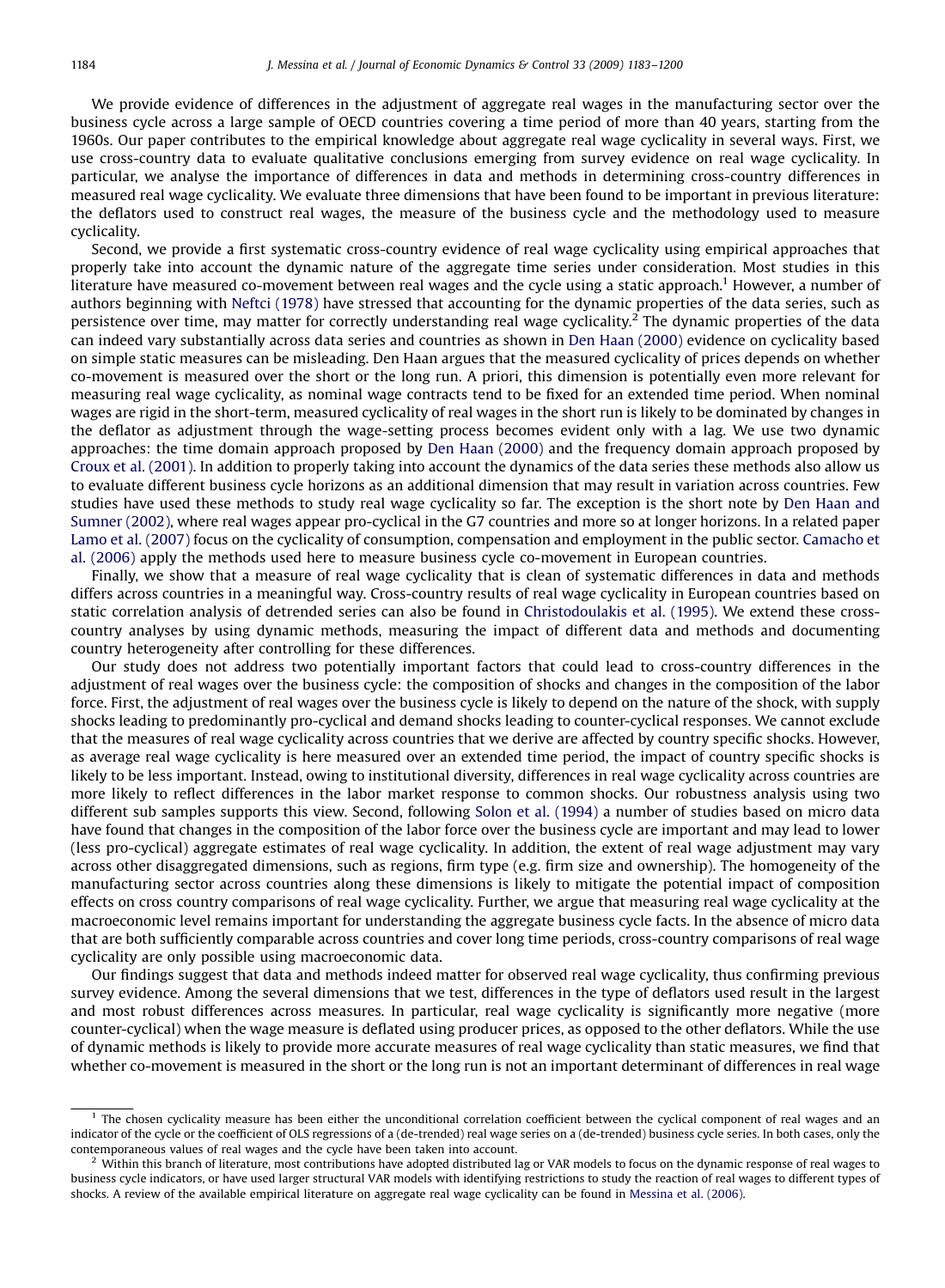We provide evidence of differences in the adjustment of aggregate real wages in the manufacturing sector over the business cycle across a large sample of OECD countries covering a time period of more than 40 years, starting from the 1960s. Our paper contributes to the empirical knowledge about aggregate real wage cyclicality in several ways. First, we use cross-country data to evaluate qualitative conclusions emerging from survey evidence on real wage cyclicality. In particular, we analyse the importance of differences in data and methods in determining cross-country differences in measured real wage cyclicality. We evaluate three dimensions that have been found to be important in previous literature: the deflators used to construct real wages, the measure of the business cycle and the methodology used to measure cyclicality.

Second, we provide a first systematic cross-country evidence of real wage cyclicality using empirical approaches that properly take into account the dynamic nature of the aggregate time series under consideration. Most studies in this literature have measured co-movement between real wages and the cycle using a static approach.[1] However, a number of authors beginning with Neftci (1978) have stressed that accounting for the dynamic properties of the data series, such as persistence over time, may matter for correctly understanding real wage cyclicality.[2] The dynamic properties of the data can indeed vary substantially across data series and countries as shown in Den Haan (2000) evidence on cyclicality based on simple static measures can be misleading. Den Haan argues that the measured cyclicality of prices depends on whether co-movement is measured over the short or the long run. A priori, this dimension is potentially even more relevant for measuring real wage cyclicality, as nominal wage contracts tend to be fixed for an extended time period. When nominal wages are rigid in the short-term, measured cyclicality of real wages in the short run is likely to be dominated by changes in the deflator as adjustment through the wage-setting process becomes evident only with a lag. We use two dynamic approaches: the time domain approach proposed by Den Haan (2000) and the frequency domain approach proposed by Croux et al. (2001). In addition to properly taking into account the dynamics of the data series these methods also allow us to evaluate different business cycle horizons as an additional dimension that may result in variation across countries. Few studies have used these methods to study real wage cyclicality so far. The exception is the short note by Den Haan and Sumner (2002), where real wages appear pro-cyclical in the G7 countries and more so at longer horizons. In a related paper Lamo et al. (2007) focus on the cyclicality of consumption, compensation and employment in the public sector. Camacho et al. (2006) apply the methods used here to measure business cycle co-movement in European countries.

Finally, we show that a measure of real wage cyclicality that is clean of systematic differences in data and methods differs across countries in a meaningful way. Cross-country results of real wage cyclicality in European countries based on static correlation analysis of detrended series can also be found in Christodoulakis et al. (1995). We extend these cross-country analyses by using dynamic methods, measuring the impact of different data and methods and documenting country heterogeneity after controlling for these differences.

Our study does not address two potentially important factors that could lead to cross-country differences in the adjustment of real wages over the business cycle: the composition of shocks and changes in the composition of the labor force. First, the adjustment of real wages over the business cycle is likely to depend on the nature of the shock, with supply shocks leading to predominantly pro-cyclical and demand shocks leading to counter-cyclical responses. We cannot exclude that the measures of real wage cyclicality across countries that we derive are affected by country specific shocks. However, as average real wage cyclicality is here measured over an extended time period, the impact of country specific shocks is likely to be less important. Instead, owing to institutional diversity, differences in real wage cyclicality across countries are more likely to reflect differences in the labor market response to common shocks. Our robustness analysis using two different sub samples supports this view. Second, following Solon et al. (1994) a number of studies based on micro data have found that changes in the composition of the labor force over the business cycle are important and may lead to lower (less pro-cyclical) aggregate estimates of real wage cyclicality. In addition, the extent of real wage adjustment may vary across other disaggregated dimensions, such as regions, firm type (e.g. firm size and ownership). The homogeneity of the manufacturing sector across countries along these dimensions is likely to mitigate the potential impact of composition effects on cross country comparisons of real wage cyclicality. Further, we argue that measuring real wage cyclicality at the macroeconomic level remains important for understanding the aggregate business cycle facts. In the absence of micro data that are both sufficiently comparable across countries and cover long time periods, cross-country comparisons of real wage cyclicality are only possible using macroeconomic data.

Our findings suggest that data and methods indeed matter for observed real wage cyclicality, thus confirming previous survey evidence. Among the several dimensions that we test, differences in the type of deflators used result in the largest and most robust differences across measures. In particular, real wage cyclicality is significantly more negative (more counter-cyclical) when the wage measure is deflated using producer prices, as opposed to the other deflators. While the use of dynamic methods is likely to provide more accurate measures of real wage cyclicality than static measures, we find that whether co-movement is measured in the short or the long run is not an important determinant of differences in real wage

---

[1] The chosen cyclicality measure has been either the unconditional correlation coefficient between the cyclical component of real wages and an indicator of the cycle or the coefficient of OLS regressions of a (de-trended) real wage series on a (de-trended) business cycle series. In both cases, only the contemporaneous values of real wages and the cycle have been taken into account.

[2] Within this branch of literature, most contributions have adopted distributed lag or VAR models to focus on the dynamic response of real wages to business cycle indicators, or have used larger structural VAR models with identifying restrictions to study the reaction of real wages to different types of shocks. A review of the available empirical literature on aggregate real wage cyclicality can be found in Messina et al. (2006).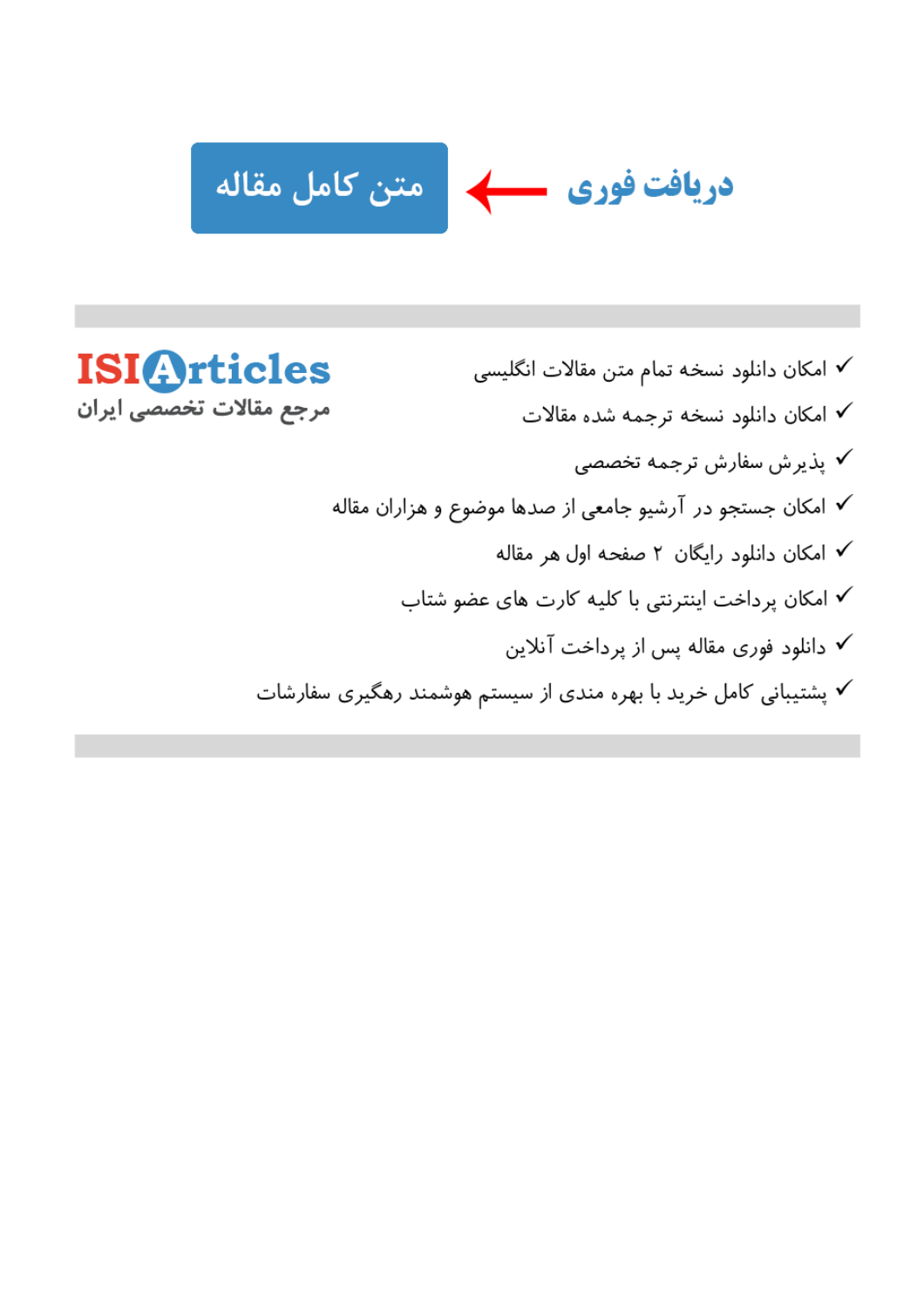دریافت فوری ← متن کامل مقاله

**ISIArticles**
مرجع مقالات تخصصی ایران

- ✓ امکان دانلود نسخه تمام متن مقالات انگلیسی
- ✓ امکان دانلود نسخه ترجمه شده مقالات
- ✓ پذیرش سفارش ترجمه تخصصی
- ✓ امکان جستجو در آرشیو جامعی از صدها موضوع و هزاران مقاله
- ✓ امکان دانلود رایگان ۲ صفحه اول هر مقاله
- ✓ امکان پرداخت اینترنتی با کلیه کارت های عضو شتاب
- ✓ دانلود فوری مقاله پس از پرداخت آنلاین
- ✓ پشتیبانی کامل خرید با بهره مندی از سیستم هوشمند رهگیری سفارشات